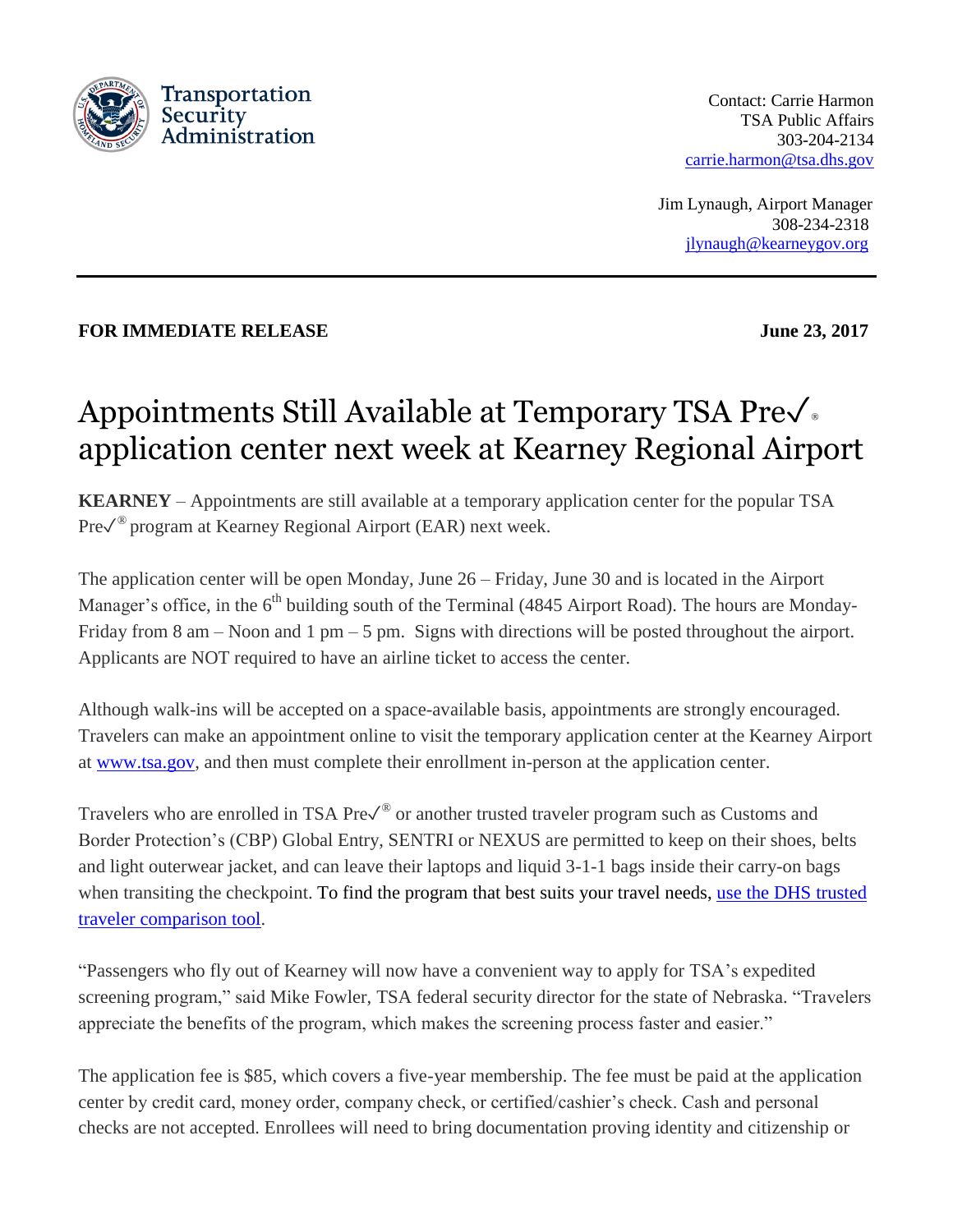Transportation Security Administration

Contact: Carrie Harmon
TSA Public Affairs
303-204-2134
carrie.harmon@tsa.dhs.gov

Jim Lynaugh, Airport Manager
308-234-2318
jlynaugh@kearneygov.org

---

**FOR IMMEDIATE RELEASE** **June 23, 2017**

# Appointments Still Available at Temporary TSA Pre✓® application center next week at Kearney Regional Airport

**KEARNEY** – Appointments are still available at a temporary application center for the popular TSA Pre✓® program at Kearney Regional Airport (EAR) next week.

The application center will be open Monday, June 26 – Friday, June 30 and is located in the Airport Manager's office, in the 6th building south of the Terminal (4845 Airport Road). The hours are Monday-Friday from 8 am – Noon and 1 pm – 5 pm. Signs with directions will be posted throughout the airport. Applicants are NOT required to have an airline ticket to access the center.

Although walk-ins will be accepted on a space-available basis, appointments are strongly encouraged. Travelers can make an appointment online to visit the temporary application center at the Kearney Airport at www.tsa.gov, and then must complete their enrollment in-person at the application center.

Travelers who are enrolled in TSA Pre✓® or another trusted traveler program such as Customs and Border Protection's (CBP) Global Entry, SENTRI or NEXUS are permitted to keep on their shoes, belts and light outerwear jacket, and can leave their laptops and liquid 3-1-1 bags inside their carry-on bags when transiting the checkpoint. To find the program that best suits your travel needs, use the DHS trusted traveler comparison tool.

"Passengers who fly out of Kearney will now have a convenient way to apply for TSA's expedited screening program," said Mike Fowler, TSA federal security director for the state of Nebraska. "Travelers appreciate the benefits of the program, which makes the screening process faster and easier."

The application fee is $85, which covers a five-year membership. The fee must be paid at the application center by credit card, money order, company check, or certified/cashier's check. Cash and personal checks are not accepted. Enrollees will need to bring documentation proving identity and citizenship or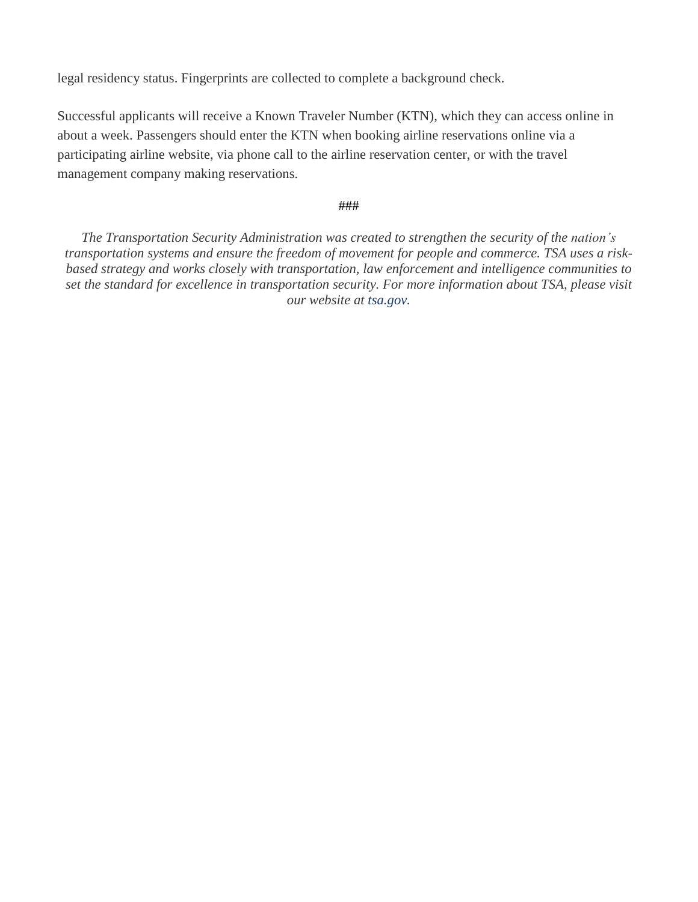legal residency status. Fingerprints are collected to complete a background check.

Successful applicants will receive a Known Traveler Number (KTN), which they can access online in about a week. Passengers should enter the KTN when booking airline reservations online via a participating airline website, via phone call to the airline reservation center, or with the travel management company making reservations.

###

*The Transportation Security Administration was created to strengthen the security of the nation's transportation systems and ensure the freedom of movement for people and commerce. TSA uses a risk-based strategy and works closely with transportation, law enforcement and intelligence communities to set the standard for excellence in transportation security. For more information about TSA, please visit our website at tsa.gov.*